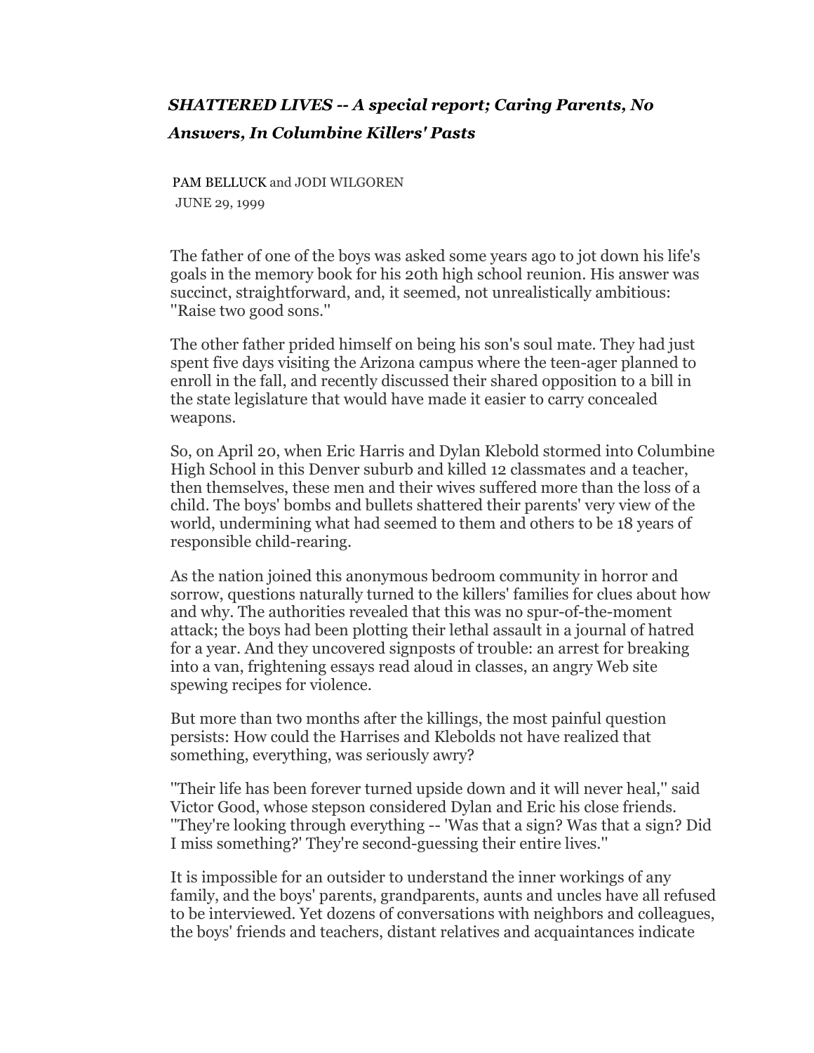## *SHATTERED LIVES -- A special report; Caring Parents, No Answers, In Columbine Killers' Pasts*

PAM BELLUCK and JODI WILGOREN
JUNE 29, 1999

The father of one of the boys was asked some years ago to jot down his life's goals in the memory book for his 20th high school reunion. His answer was succinct, straightforward, and, it seemed, not unrealistically ambitious: ''Raise two good sons.''

The other father prided himself on being his son's soul mate. They had just spent five days visiting the Arizona campus where the teen-ager planned to enroll in the fall, and recently discussed their shared opposition to a bill in the state legislature that would have made it easier to carry concealed weapons.

So, on April 20, when Eric Harris and Dylan Klebold stormed into Columbine High School in this Denver suburb and killed 12 classmates and a teacher, then themselves, these men and their wives suffered more than the loss of a child. The boys' bombs and bullets shattered their parents' very view of the world, undermining what had seemed to them and others to be 18 years of responsible child-rearing.

As the nation joined this anonymous bedroom community in horror and sorrow, questions naturally turned to the killers' families for clues about how and why. The authorities revealed that this was no spur-of-the-moment attack; the boys had been plotting their lethal assault in a journal of hatred for a year. And they uncovered signposts of trouble: an arrest for breaking into a van, frightening essays read aloud in classes, an angry Web site spewing recipes for violence.

But more than two months after the killings, the most painful question persists: How could the Harrises and Klebolds not have realized that something, everything, was seriously awry?

''Their life has been forever turned upside down and it will never heal,'' said Victor Good, whose stepson considered Dylan and Eric his close friends. ''They're looking through everything -- 'Was that a sign? Was that a sign? Did I miss something?' They're second-guessing their entire lives.''

It is impossible for an outsider to understand the inner workings of any family, and the boys' parents, grandparents, aunts and uncles have all refused to be interviewed. Yet dozens of conversations with neighbors and colleagues, the boys' friends and teachers, distant relatives and acquaintances indicate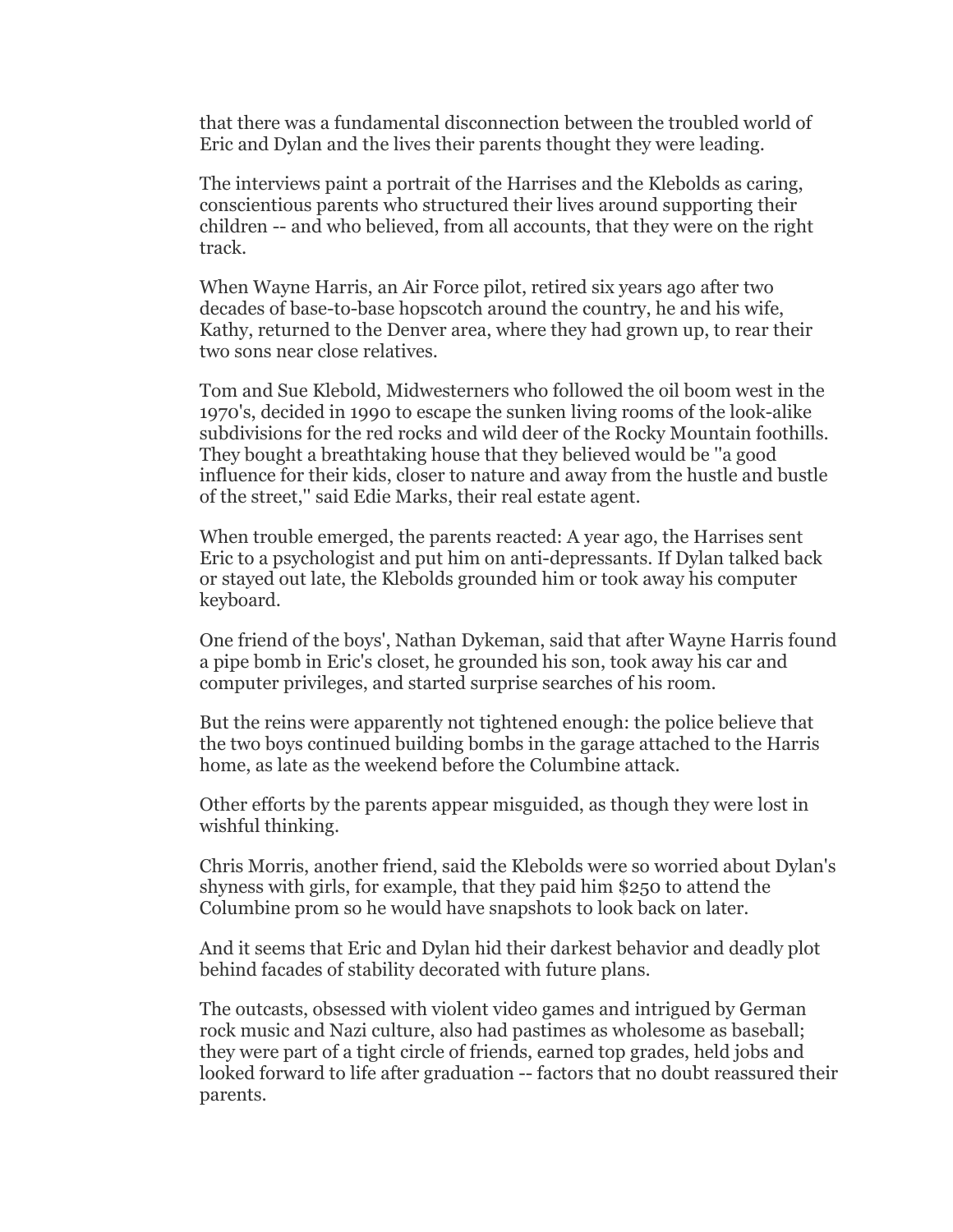that there was a fundamental disconnection between the troubled world of Eric and Dylan and the lives their parents thought they were leading.

The interviews paint a portrait of the Harrises and the Klebolds as caring, conscientious parents who structured their lives around supporting their children -- and who believed, from all accounts, that they were on the right track.

When Wayne Harris, an Air Force pilot, retired six years ago after two decades of base-to-base hopscotch around the country, he and his wife, Kathy, returned to the Denver area, where they had grown up, to rear their two sons near close relatives.

Tom and Sue Klebold, Midwesterners who followed the oil boom west in the 1970's, decided in 1990 to escape the sunken living rooms of the look-alike subdivisions for the red rocks and wild deer of the Rocky Mountain foothills. They bought a breathtaking house that they believed would be ''a good influence for their kids, closer to nature and away from the hustle and bustle of the street,'' said Edie Marks, their real estate agent.

When trouble emerged, the parents reacted: A year ago, the Harrises sent Eric to a psychologist and put him on anti-depressants. If Dylan talked back or stayed out late, the Klebolds grounded him or took away his computer keyboard.

One friend of the boys', Nathan Dykeman, said that after Wayne Harris found a pipe bomb in Eric's closet, he grounded his son, took away his car and computer privileges, and started surprise searches of his room.

But the reins were apparently not tightened enough: the police believe that the two boys continued building bombs in the garage attached to the Harris home, as late as the weekend before the Columbine attack.

Other efforts by the parents appear misguided, as though they were lost in wishful thinking.

Chris Morris, another friend, said the Klebolds were so worried about Dylan's shyness with girls, for example, that they paid him $250 to attend the Columbine prom so he would have snapshots to look back on later.

And it seems that Eric and Dylan hid their darkest behavior and deadly plot behind facades of stability decorated with future plans.

The outcasts, obsessed with violent video games and intrigued by German rock music and Nazi culture, also had pastimes as wholesome as baseball; they were part of a tight circle of friends, earned top grades, held jobs and looked forward to life after graduation -- factors that no doubt reassured their parents.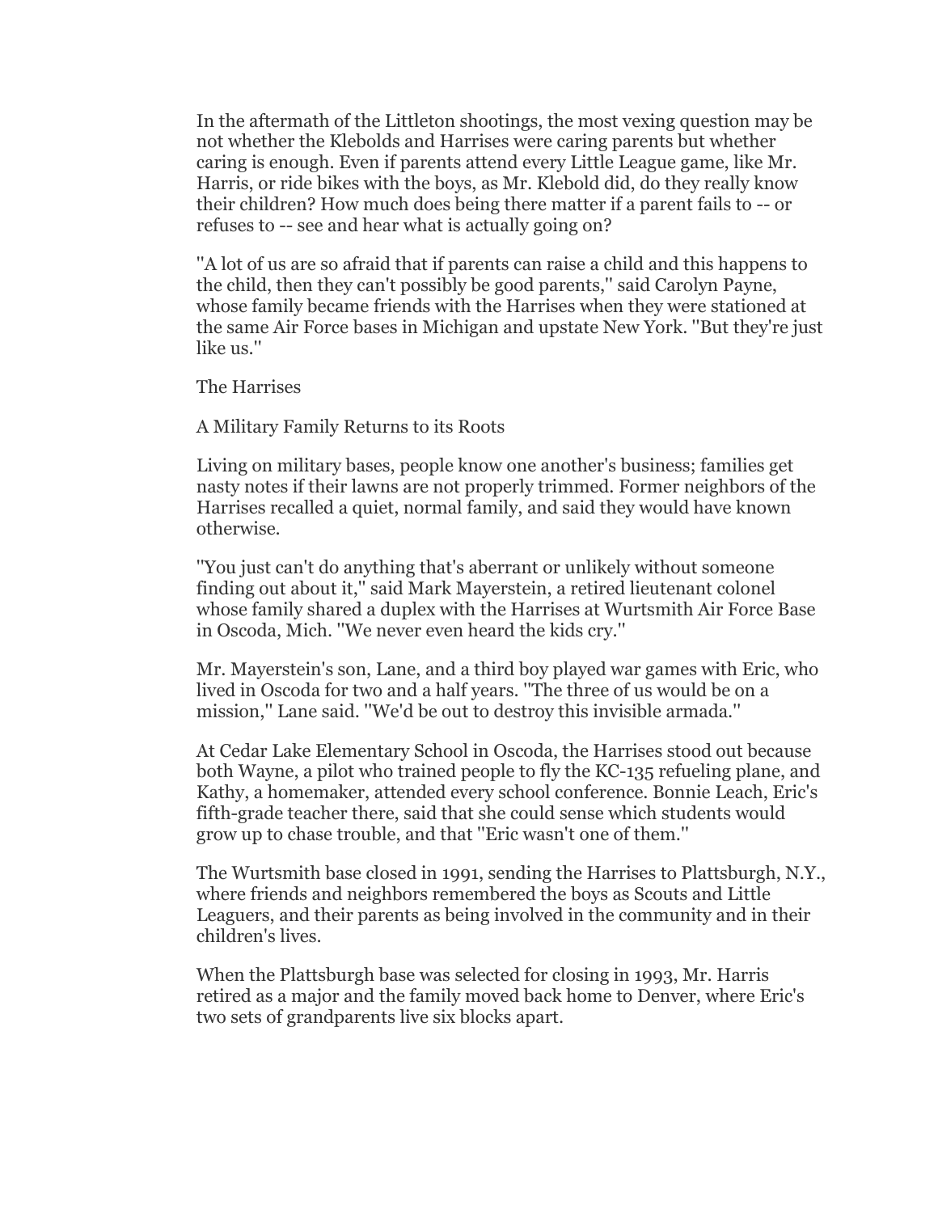In the aftermath of the Littleton shootings, the most vexing question may be not whether the Klebolds and Harrises were caring parents but whether caring is enough. Even if parents attend every Little League game, like Mr. Harris, or ride bikes with the boys, as Mr. Klebold did, do they really know their children? How much does being there matter if a parent fails to -- or refuses to -- see and hear what is actually going on?

''A lot of us are so afraid that if parents can raise a child and this happens to the child, then they can't possibly be good parents,'' said Carolyn Payne, whose family became friends with the Harrises when they were stationed at the same Air Force bases in Michigan and upstate New York. ''But they're just like us.''

## The Harrises

### A Military Family Returns to its Roots

Living on military bases, people know one another's business; families get nasty notes if their lawns are not properly trimmed. Former neighbors of the Harrises recalled a quiet, normal family, and said they would have known otherwise.

''You just can't do anything that's aberrant or unlikely without someone finding out about it,'' said Mark Mayerstein, a retired lieutenant colonel whose family shared a duplex with the Harrises at Wurtsmith Air Force Base in Oscoda, Mich. ''We never even heard the kids cry.''

Mr. Mayerstein's son, Lane, and a third boy played war games with Eric, who lived in Oscoda for two and a half years. ''The three of us would be on a mission,'' Lane said. ''We'd be out to destroy this invisible armada.''

At Cedar Lake Elementary School in Oscoda, the Harrises stood out because both Wayne, a pilot who trained people to fly the KC-135 refueling plane, and Kathy, a homemaker, attended every school conference. Bonnie Leach, Eric's fifth-grade teacher there, said that she could sense which students would grow up to chase trouble, and that ''Eric wasn't one of them.''

The Wurtsmith base closed in 1991, sending the Harrises to Plattsburgh, N.Y., where friends and neighbors remembered the boys as Scouts and Little Leaguers, and their parents as being involved in the community and in their children's lives.

When the Plattsburgh base was selected for closing in 1993, Mr. Harris retired as a major and the family moved back home to Denver, where Eric's two sets of grandparents live six blocks apart.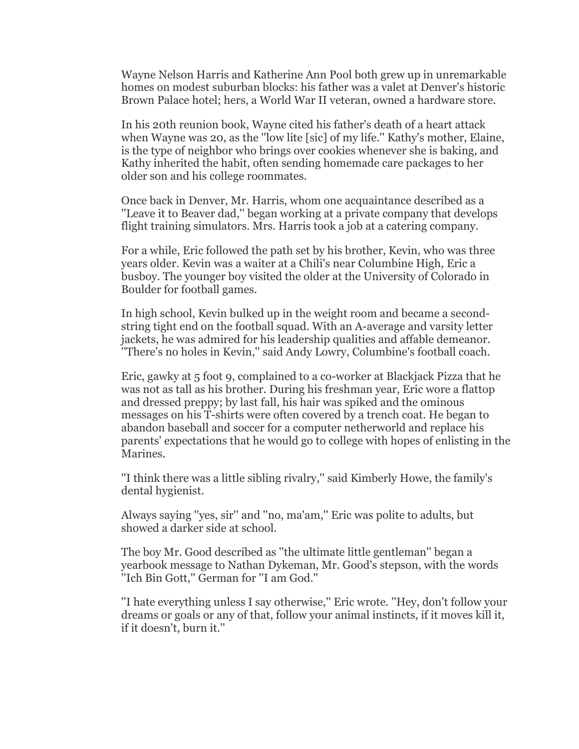Wayne Nelson Harris and Katherine Ann Pool both grew up in unremarkable homes on modest suburban blocks: his father was a valet at Denver's historic Brown Palace hotel; hers, a World War II veteran, owned a hardware store.

In his 20th reunion book, Wayne cited his father's death of a heart attack when Wayne was 20, as the ''low lite [sic] of my life.'' Kathy's mother, Elaine, is the type of neighbor who brings over cookies whenever she is baking, and Kathy inherited the habit, often sending homemade care packages to her older son and his college roommates.

Once back in Denver, Mr. Harris, whom one acquaintance described as a ''Leave it to Beaver dad,'' began working at a private company that develops flight training simulators. Mrs. Harris took a job at a catering company.

For a while, Eric followed the path set by his brother, Kevin, who was three years older. Kevin was a waiter at a Chili's near Columbine High, Eric a busboy. The younger boy visited the older at the University of Colorado in Boulder for football games.

In high school, Kevin bulked up in the weight room and became a second-string tight end on the football squad. With an A-average and varsity letter jackets, he was admired for his leadership qualities and affable demeanor. ''There's no holes in Kevin,'' said Andy Lowry, Columbine's football coach.

Eric, gawky at 5 foot 9, complained to a co-worker at Blackjack Pizza that he was not as tall as his brother. During his freshman year, Eric wore a flattop and dressed preppy; by last fall, his hair was spiked and the ominous messages on his T-shirts were often covered by a trench coat. He began to abandon baseball and soccer for a computer netherworld and replace his parents' expectations that he would go to college with hopes of enlisting in the Marines.

''I think there was a little sibling rivalry,'' said Kimberly Howe, the family's dental hygienist.

Always saying ''yes, sir'' and ''no, ma'am,'' Eric was polite to adults, but showed a darker side at school.

The boy Mr. Good described as ''the ultimate little gentleman'' began a yearbook message to Nathan Dykeman, Mr. Good's stepson, with the words ''Ich Bin Gott,'' German for ''I am God.''

''I hate everything unless I say otherwise,'' Eric wrote. ''Hey, don't follow your dreams or goals or any of that, follow your animal instincts, if it moves kill it, if it doesn't, burn it.''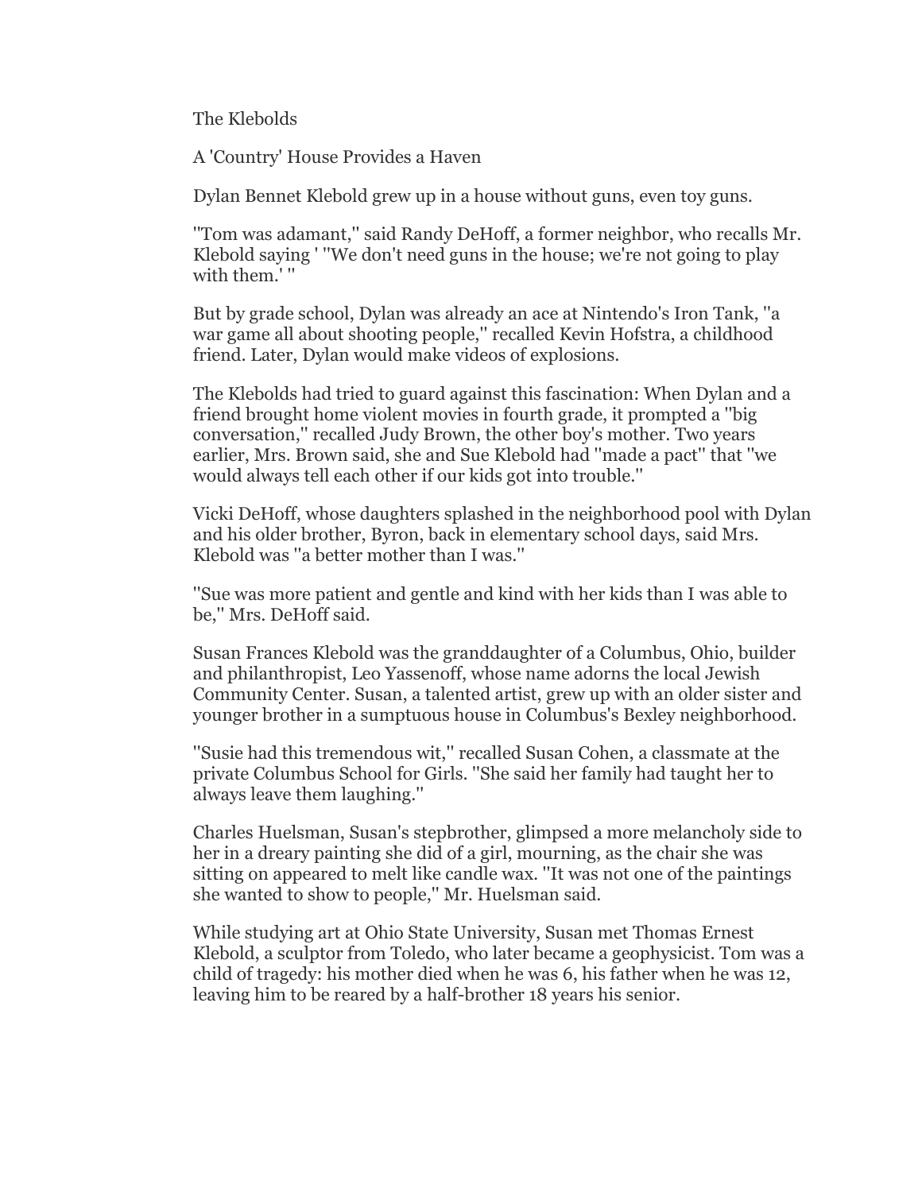The Klebolds

A 'Country' House Provides a Haven

Dylan Bennet Klebold grew up in a house without guns, even toy guns.

''Tom was adamant,'' said Randy DeHoff, a former neighbor, who recalls Mr. Klebold saying ' ''We don't need guns in the house; we're not going to play with them.' ''

But by grade school, Dylan was already an ace at Nintendo's Iron Tank, ''a war game all about shooting people,'' recalled Kevin Hofstra, a childhood friend. Later, Dylan would make videos of explosions.

The Klebolds had tried to guard against this fascination: When Dylan and a friend brought home violent movies in fourth grade, it prompted a ''big conversation,'' recalled Judy Brown, the other boy's mother. Two years earlier, Mrs. Brown said, she and Sue Klebold had ''made a pact'' that ''we would always tell each other if our kids got into trouble.''

Vicki DeHoff, whose daughters splashed in the neighborhood pool with Dylan and his older brother, Byron, back in elementary school days, said Mrs. Klebold was ''a better mother than I was.''

''Sue was more patient and gentle and kind with her kids than I was able to be,'' Mrs. DeHoff said.

Susan Frances Klebold was the granddaughter of a Columbus, Ohio, builder and philanthropist, Leo Yassenoff, whose name adorns the local Jewish Community Center. Susan, a talented artist, grew up with an older sister and younger brother in a sumptuous house in Columbus's Bexley neighborhood.

''Susie had this tremendous wit,'' recalled Susan Cohen, a classmate at the private Columbus School for Girls. ''She said her family had taught her to always leave them laughing.''

Charles Huelsman, Susan's stepbrother, glimpsed a more melancholy side to her in a dreary painting she did of a girl, mourning, as the chair she was sitting on appeared to melt like candle wax. ''It was not one of the paintings she wanted to show to people,'' Mr. Huelsman said.

While studying art at Ohio State University, Susan met Thomas Ernest Klebold, a sculptor from Toledo, who later became a geophysicist. Tom was a child of tragedy: his mother died when he was 6, his father when he was 12, leaving him to be reared by a half-brother 18 years his senior.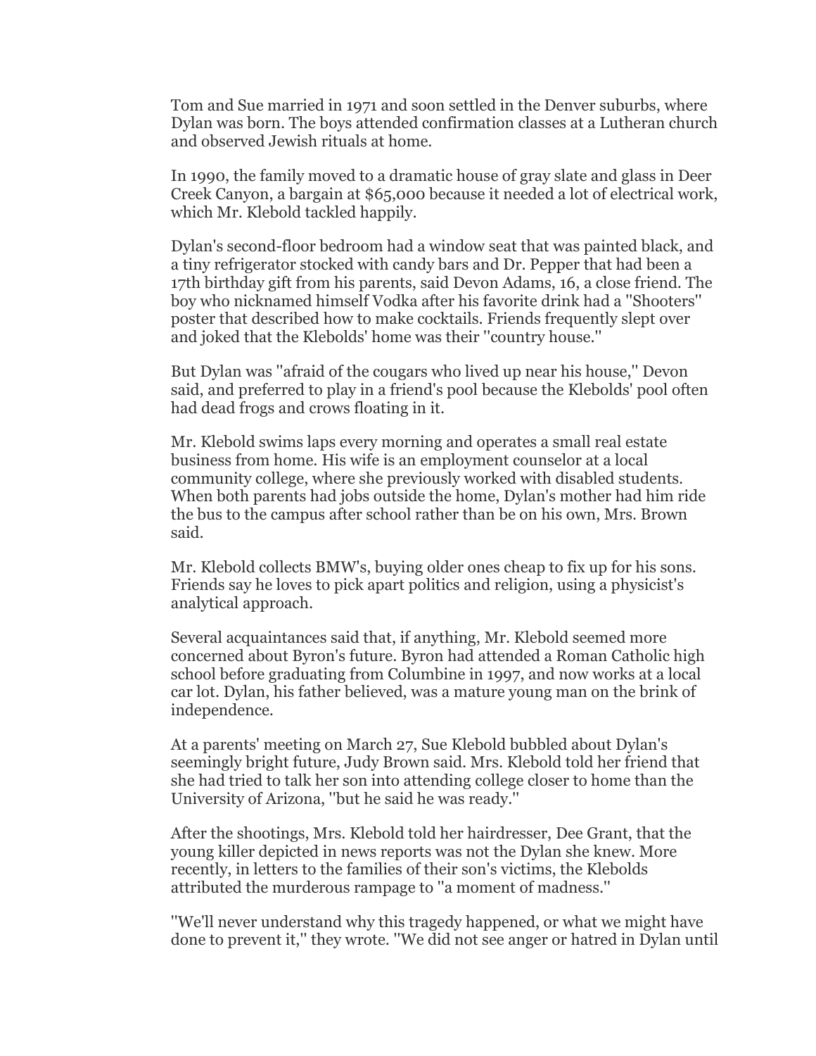Tom and Sue married in 1971 and soon settled in the Denver suburbs, where Dylan was born. The boys attended confirmation classes at a Lutheran church and observed Jewish rituals at home.

In 1990, the family moved to a dramatic house of gray slate and glass in Deer Creek Canyon, a bargain at $65,000 because it needed a lot of electrical work, which Mr. Klebold tackled happily.

Dylan's second-floor bedroom had a window seat that was painted black, and a tiny refrigerator stocked with candy bars and Dr. Pepper that had been a 17th birthday gift from his parents, said Devon Adams, 16, a close friend. The boy who nicknamed himself Vodka after his favorite drink had a ''Shooters'' poster that described how to make cocktails. Friends frequently slept over and joked that the Klebolds' home was their ''country house.''

But Dylan was ''afraid of the cougars who lived up near his house,'' Devon said, and preferred to play in a friend's pool because the Klebolds' pool often had dead frogs and crows floating in it.

Mr. Klebold swims laps every morning and operates a small real estate business from home. His wife is an employment counselor at a local community college, where she previously worked with disabled students. When both parents had jobs outside the home, Dylan's mother had him ride the bus to the campus after school rather than be on his own, Mrs. Brown said.

Mr. Klebold collects BMW's, buying older ones cheap to fix up for his sons. Friends say he loves to pick apart politics and religion, using a physicist's analytical approach.

Several acquaintances said that, if anything, Mr. Klebold seemed more concerned about Byron's future. Byron had attended a Roman Catholic high school before graduating from Columbine in 1997, and now works at a local car lot. Dylan, his father believed, was a mature young man on the brink of independence.

At a parents' meeting on March 27, Sue Klebold bubbled about Dylan's seemingly bright future, Judy Brown said. Mrs. Klebold told her friend that she had tried to talk her son into attending college closer to home than the University of Arizona, ''but he said he was ready.''

After the shootings, Mrs. Klebold told her hairdresser, Dee Grant, that the young killer depicted in news reports was not the Dylan she knew. More recently, in letters to the families of their son's victims, the Klebolds attributed the murderous rampage to ''a moment of madness.''

''We'll never understand why this tragedy happened, or what we might have done to prevent it,'' they wrote. ''We did not see anger or hatred in Dylan until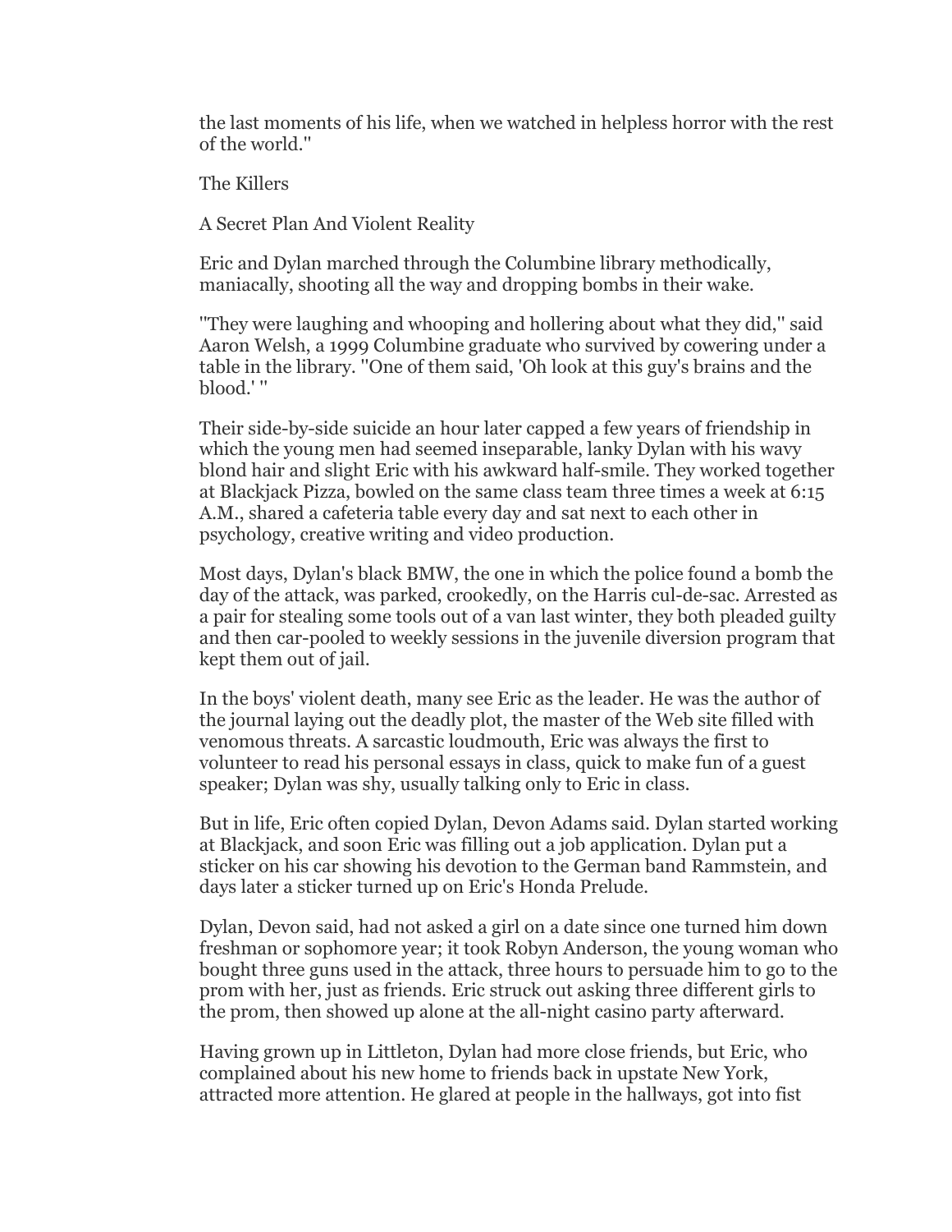the last moments of his life, when we watched in helpless horror with the rest of the world.''

## The Killers

### A Secret Plan And Violent Reality

Eric and Dylan marched through the Columbine library methodically, maniacally, shooting all the way and dropping bombs in their wake.

''They were laughing and whooping and hollering about what they did,'' said Aaron Welsh, a 1999 Columbine graduate who survived by cowering under a table in the library. ''One of them said, 'Oh look at this guy's brains and the blood.' ''

Their side-by-side suicide an hour later capped a few years of friendship in which the young men had seemed inseparable, lanky Dylan with his wavy blond hair and slight Eric with his awkward half-smile. They worked together at Blackjack Pizza, bowled on the same class team three times a week at 6:15 A.M., shared a cafeteria table every day and sat next to each other in psychology, creative writing and video production.

Most days, Dylan's black BMW, the one in which the police found a bomb the day of the attack, was parked, crookedly, on the Harris cul-de-sac. Arrested as a pair for stealing some tools out of a van last winter, they both pleaded guilty and then car-pooled to weekly sessions in the juvenile diversion program that kept them out of jail.

In the boys' violent death, many see Eric as the leader. He was the author of the journal laying out the deadly plot, the master of the Web site filled with venomous threats. A sarcastic loudmouth, Eric was always the first to volunteer to read his personal essays in class, quick to make fun of a guest speaker; Dylan was shy, usually talking only to Eric in class.

But in life, Eric often copied Dylan, Devon Adams said. Dylan started working at Blackjack, and soon Eric was filling out a job application. Dylan put a sticker on his car showing his devotion to the German band Rammstein, and days later a sticker turned up on Eric's Honda Prelude.

Dylan, Devon said, had not asked a girl on a date since one turned him down freshman or sophomore year; it took Robyn Anderson, the young woman who bought three guns used in the attack, three hours to persuade him to go to the prom with her, just as friends. Eric struck out asking three different girls to the prom, then showed up alone at the all-night casino party afterward.

Having grown up in Littleton, Dylan had more close friends, but Eric, who complained about his new home to friends back in upstate New York, attracted more attention. He glared at people in the hallways, got into fist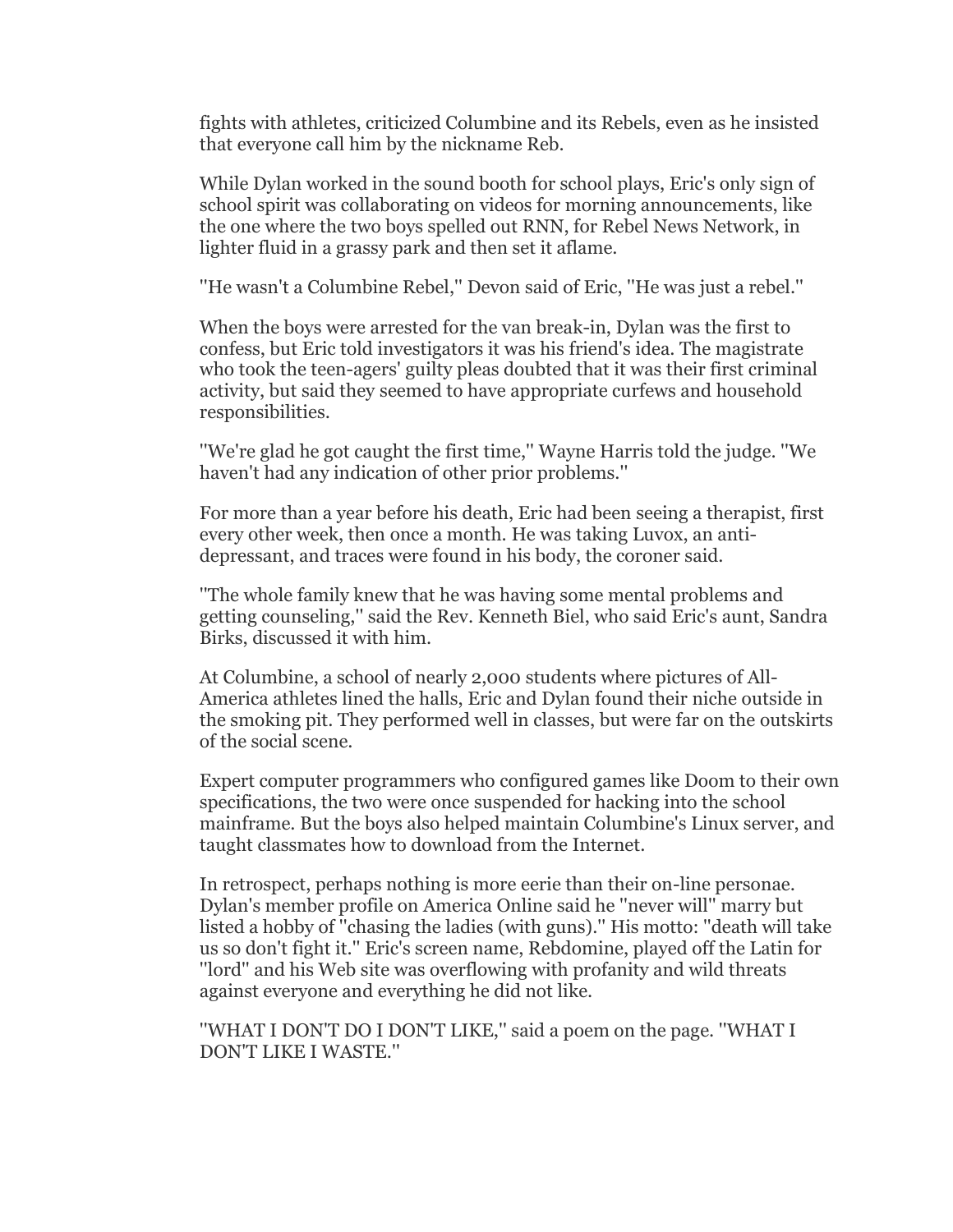fights with athletes, criticized Columbine and its Rebels, even as he insisted that everyone call him by the nickname Reb.

While Dylan worked in the sound booth for school plays, Eric's only sign of school spirit was collaborating on videos for morning announcements, like the one where the two boys spelled out RNN, for Rebel News Network, in lighter fluid in a grassy park and then set it aflame.

''He wasn't a Columbine Rebel,'' Devon said of Eric, ''He was just a rebel.''

When the boys were arrested for the van break-in, Dylan was the first to confess, but Eric told investigators it was his friend's idea. The magistrate who took the teen-agers' guilty pleas doubted that it was their first criminal activity, but said they seemed to have appropriate curfews and household responsibilities.

''We're glad he got caught the first time,'' Wayne Harris told the judge. ''We haven't had any indication of other prior problems.''

For more than a year before his death, Eric had been seeing a therapist, first every other week, then once a month. He was taking Luvox, an anti-depressant, and traces were found in his body, the coroner said.

''The whole family knew that he was having some mental problems and getting counseling,'' said the Rev. Kenneth Biel, who said Eric's aunt, Sandra Birks, discussed it with him.

At Columbine, a school of nearly 2,000 students where pictures of All-America athletes lined the halls, Eric and Dylan found their niche outside in the smoking pit. They performed well in classes, but were far on the outskirts of the social scene.

Expert computer programmers who configured games like Doom to their own specifications, the two were once suspended for hacking into the school mainframe. But the boys also helped maintain Columbine's Linux server, and taught classmates how to download from the Internet.

In retrospect, perhaps nothing is more eerie than their on-line personae. Dylan's member profile on America Online said he ''never will'' marry but listed a hobby of ''chasing the ladies (with guns).'' His motto: ''death will take us so don't fight it.'' Eric's screen name, Rebdomine, played off the Latin for ''lord'' and his Web site was overflowing with profanity and wild threats against everyone and everything he did not like.

''WHAT I DON'T DO I DON'T LIKE,'' said a poem on the page. ''WHAT I DON'T LIKE I WASTE.''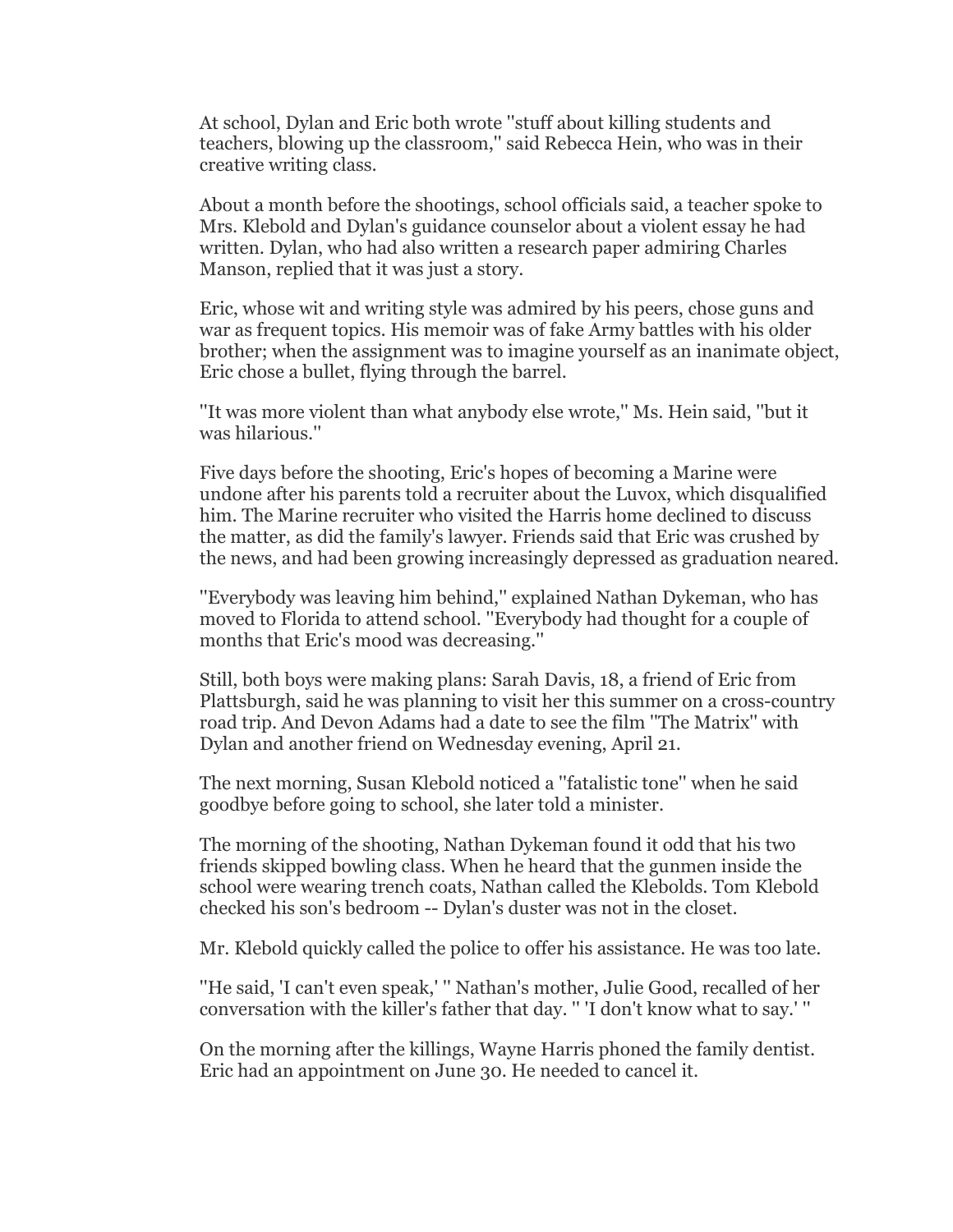At school, Dylan and Eric both wrote ''stuff about killing students and teachers, blowing up the classroom,'' said Rebecca Hein, who was in their creative writing class.

About a month before the shootings, school officials said, a teacher spoke to Mrs. Klebold and Dylan's guidance counselor about a violent essay he had written. Dylan, who had also written a research paper admiring Charles Manson, replied that it was just a story.

Eric, whose wit and writing style was admired by his peers, chose guns and war as frequent topics. His memoir was of fake Army battles with his older brother; when the assignment was to imagine yourself as an inanimate object, Eric chose a bullet, flying through the barrel.

''It was more violent than what anybody else wrote,'' Ms. Hein said, ''but it was hilarious.''

Five days before the shooting, Eric's hopes of becoming a Marine were undone after his parents told a recruiter about the Luvox, which disqualified him. The Marine recruiter who visited the Harris home declined to discuss the matter, as did the family's lawyer. Friends said that Eric was crushed by the news, and had been growing increasingly depressed as graduation neared.

''Everybody was leaving him behind,'' explained Nathan Dykeman, who has moved to Florida to attend school. ''Everybody had thought for a couple of months that Eric's mood was decreasing.''

Still, both boys were making plans: Sarah Davis, 18, a friend of Eric from Plattsburgh, said he was planning to visit her this summer on a cross-country road trip. And Devon Adams had a date to see the film ''The Matrix'' with Dylan and another friend on Wednesday evening, April 21.

The next morning, Susan Klebold noticed a ''fatalistic tone'' when he said goodbye before going to school, she later told a minister.

The morning of the shooting, Nathan Dykeman found it odd that his two friends skipped bowling class. When he heard that the gunmen inside the school were wearing trench coats, Nathan called the Klebolds. Tom Klebold checked his son's bedroom -- Dylan's duster was not in the closet.

Mr. Klebold quickly called the police to offer his assistance. He was too late.

''He said, 'I can't even speak,' '' Nathan's mother, Julie Good, recalled of her conversation with the killer's father that day. '' 'I don't know what to say.' ''

On the morning after the killings, Wayne Harris phoned the family dentist. Eric had an appointment on June 30. He needed to cancel it.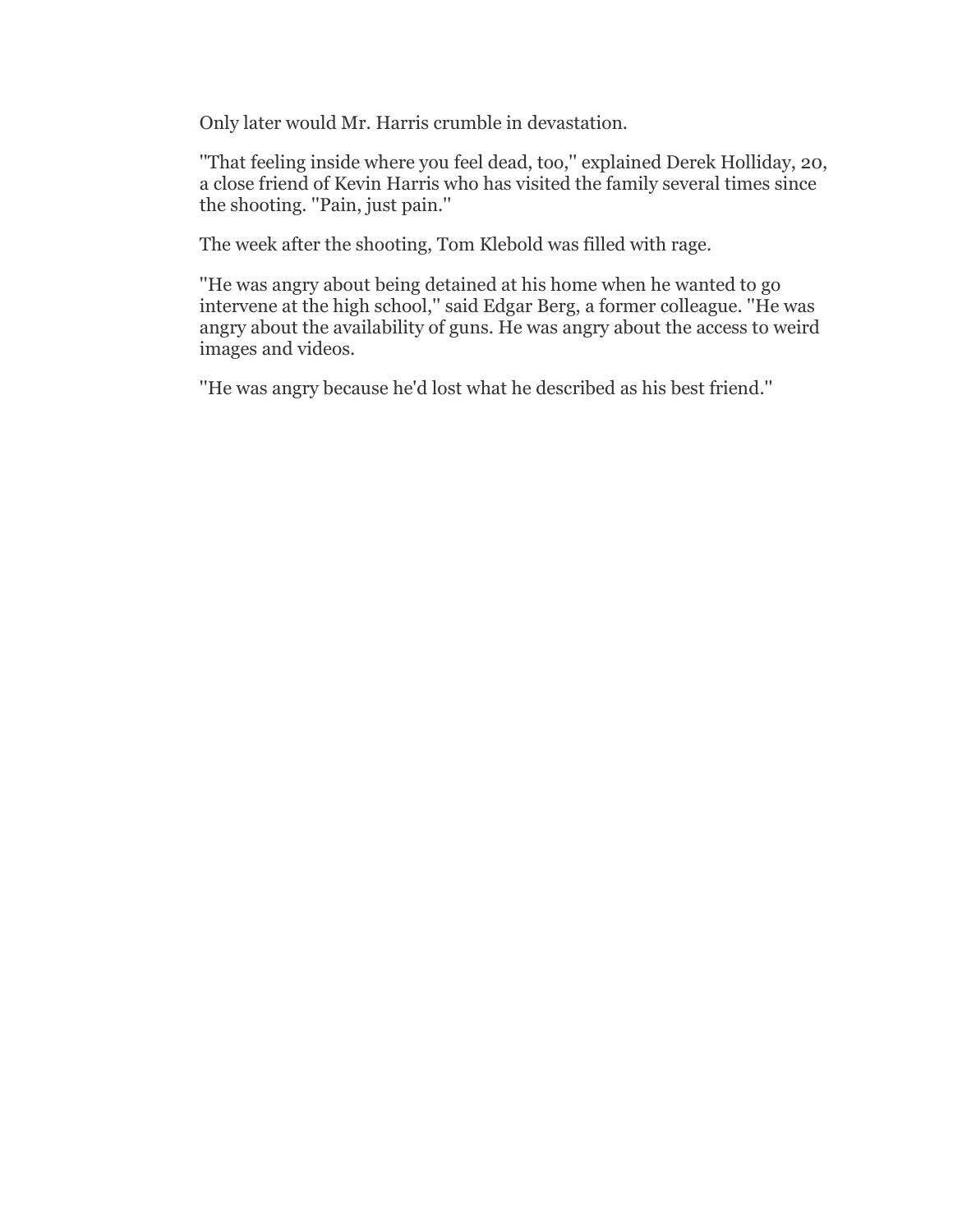Only later would Mr. Harris crumble in devastation.

''That feeling inside where you feel dead, too,'' explained Derek Holliday, 20, a close friend of Kevin Harris who has visited the family several times since the shooting. ''Pain, just pain.''

The week after the shooting, Tom Klebold was filled with rage.

''He was angry about being detained at his home when he wanted to go intervene at the high school,'' said Edgar Berg, a former colleague. ''He was angry about the availability of guns. He was angry about the access to weird images and videos.

''He was angry because he'd lost what he described as his best friend.''